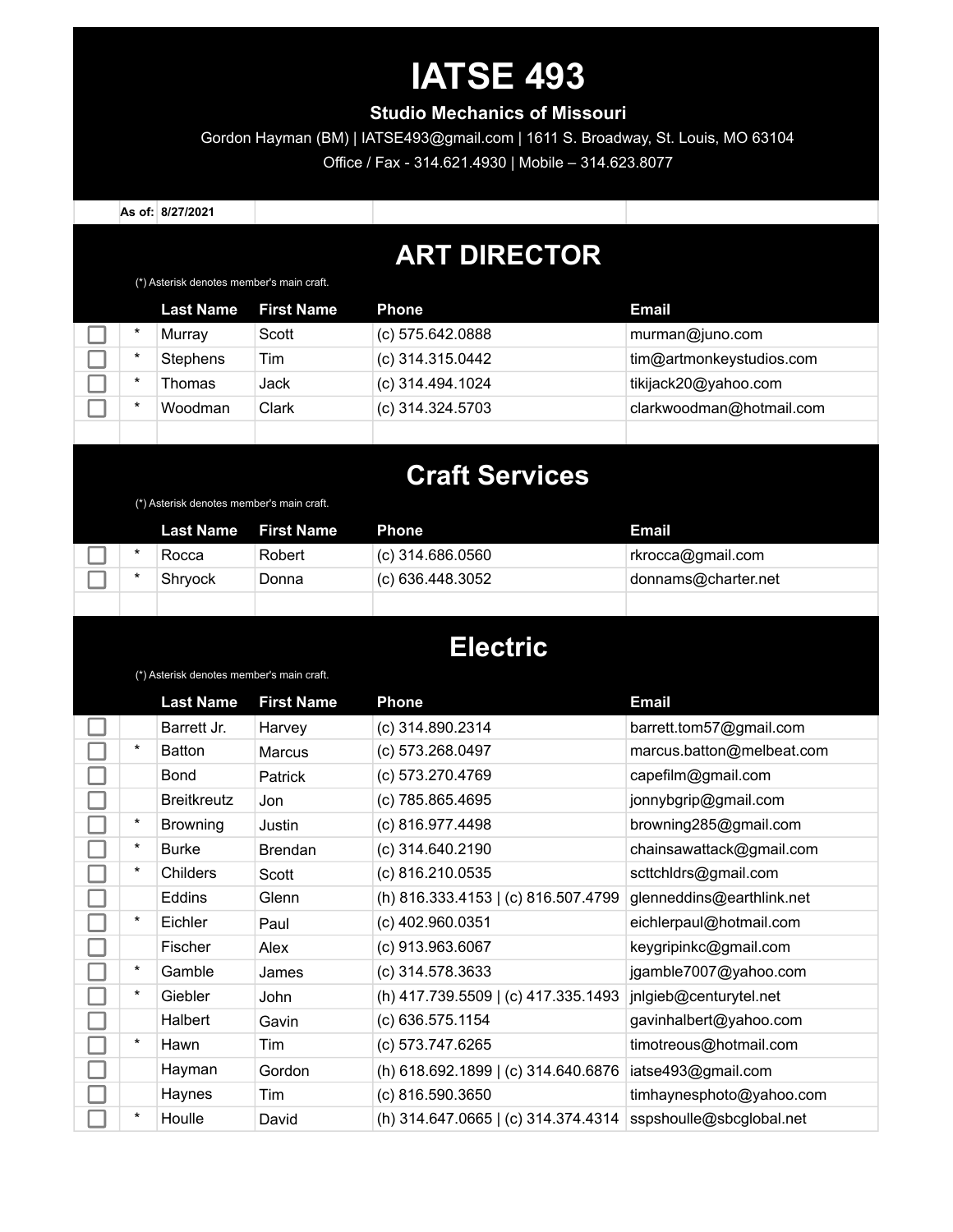# IATSE 493

**Studio Mechanics of Missouri**

Gordon Hayman (BM) | IATSE493@gmail.com | 1611 S. Broadway, St. Louis, MO 63104

Office / Fax - 314.621.4930 | Mobile – 314.623.8077

**As of:** **8/27/2021**

## ART DIRECTOR

(*) Asterisk denotes member's main craft.

| | | Last Name | First Name | Phone | Email |
|---|---|---|---|---|---|
| ☐ | * | Murray | Scott | (c) 575.642.0888 | murman@juno.com |
| ☐ | * | Stephens | Tim | (c) 314.315.0442 | tim@artmonkeystudios.com |
| ☐ | * | Thomas | Jack | (c) 314.494.1024 | tikijack20@yahoo.com |
| ☐ | * | Woodman | Clark | (c) 314.324.5703 | clarkwoodman@hotmail.com |

## Craft Services

(*) Asterisk denotes member's main craft.

| | | Last Name | First Name | Phone | Email |
|---|---|---|---|---|---|
| ☐ | * | Rocca | Robert | (c) 314.686.0560 | rkrocca@gmail.com |
| ☐ | * | Shryock | Donna | (c) 636.448.3052 | donnams@charter.net |

## Electric

(*) Asterisk denotes member's main craft.

| | | Last Name | First Name | Phone | Email |
|---|---|---|---|---|---|
| ☐ | | Barrett Jr. | Harvey | (c) 314.890.2314 | barrett.tom57@gmail.com |
| ☐ | * | Batton | Marcus | (c) 573.268.0497 | marcus.batton@melbeat.com |
| ☐ | | Bond | Patrick | (c) 573.270.4769 | capefilm@gmail.com |
| ☐ | | Breitkreutz | Jon | (c) 785.865.4695 | jonnybgrip@gmail.com |
| ☐ | * | Browning | Justin | (c) 816.977.4498 | browning285@gmail.com |
| ☐ | * | Burke | Brendan | (c) 314.640.2190 | chainsawattack@gmail.com |
| ☐ | * | Childers | Scott | (c) 816.210.0535 | scttchldrs@gmail.com |
| ☐ | | Eddins | Glenn | (h) 816.333.4153 \| (c) 816.507.4799 | glenneddins@earthlink.net |
| ☐ | * | Eichler | Paul | (c) 402.960.0351 | eichlerpaul@hotmail.com |
| ☐ | | Fischer | Alex | (c) 913.963.6067 | keygripinkc@gmail.com |
| ☐ | * | Gamble | James | (c) 314.578.3633 | jgamble7007@yahoo.com |
| ☐ | * | Giebler | John | (h) 417.739.5509 \| (c) 417.335.1493 | jnlgieb@centurytel.net |
| ☐ | | Halbert | Gavin | (c) 636.575.1154 | gavinhalbert@yahoo.com |
| ☐ | * | Hawn | Tim | (c) 573.747.6265 | timotreous@hotmail.com |
| ☐ | | Hayman | Gordon | (h) 618.692.1899 \| (c) 314.640.6876 | iatse493@gmail.com |
| ☐ | | Haynes | Tim | (c) 816.590.3650 | timhaynesphoto@yahoo.com |
| ☐ | * | Houlle | David | (h) 314.647.0665 \| (c) 314.374.4314 | sspshoulle@sbcglobal.net |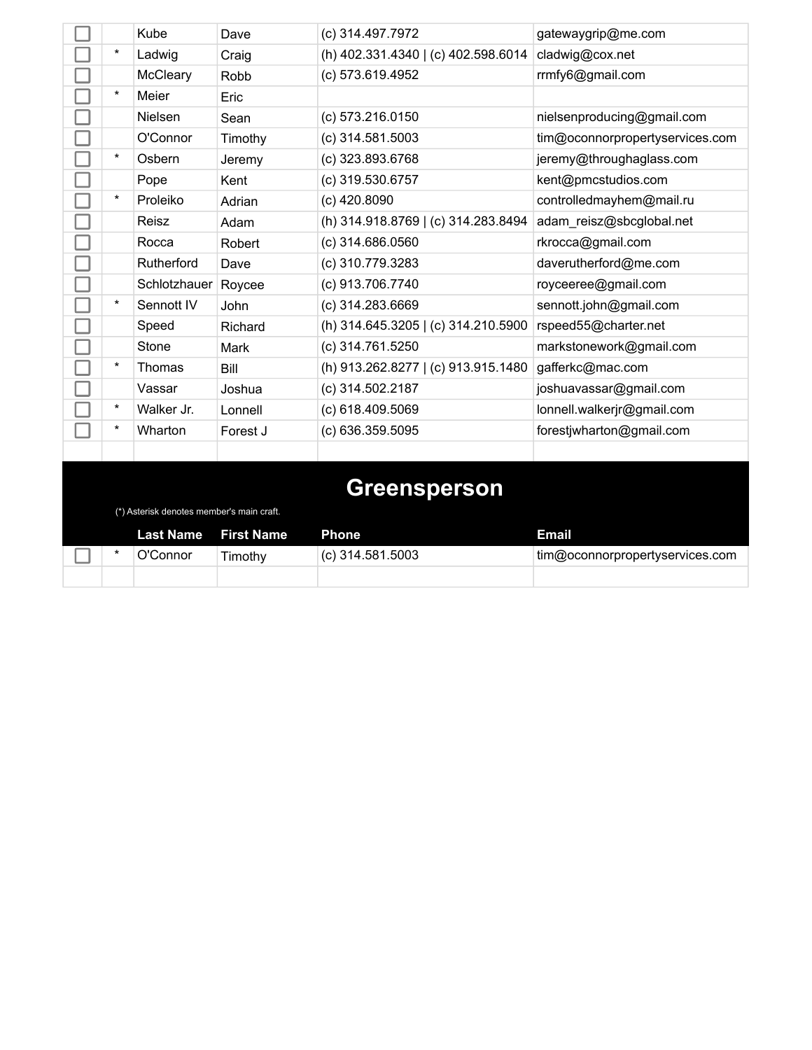| | | | | | |
|---|---|---|---|---|---|
| ☐ | | Kube | Dave | (c) 314.497.7972 | gatewaygrip@me.com |
| ☐ | * | Ladwig | Craig | (h) 402.331.4340 \| (c) 402.598.6014 | cladwig@cox.net |
| ☐ | | McCleary | Robb | (c) 573.619.4952 | rrmfy6@gmail.com |
| ☐ | * | Meier | Eric | | |
| ☐ | | Nielsen | Sean | (c) 573.216.0150 | nielsenproducing@gmail.com |
| ☐ | | O'Connor | Timothy | (c) 314.581.5003 | tim@oconnorpropertyservices.com |
| ☐ | * | Osbern | Jeremy | (c) 323.893.6768 | jeremy@throughaglass.com |
| ☐ | | Pope | Kent | (c) 319.530.6757 | kent@pmcstudios.com |
| ☐ | * | Proleiko | Adrian | (c) 420.8090 | controlledmayhem@mail.ru |
| ☐ | | Reisz | Adam | (h) 314.918.8769 \| (c) 314.283.8494 | adam_reisz@sbcglobal.net |
| ☐ | | Rocca | Robert | (c) 314.686.0560 | rkrocca@gmail.com |
| ☐ | | Rutherford | Dave | (c) 310.779.3283 | daverutherford@me.com |
| ☐ | | Schlotzhauer | Roycee | (c) 913.706.7740 | royceeree@gmail.com |
| ☐ | * | Sennott IV | John | (c) 314.283.6669 | sennott.john@gmail.com |
| ☐ | | Speed | Richard | (h) 314.645.3205 \| (c) 314.210.5900 | rspeed55@charter.net |
| ☐ | | Stone | Mark | (c) 314.761.5250 | markstonework@gmail.com |
| ☐ | * | Thomas | Bill | (h) 913.262.8277 \| (c) 913.915.1480 | gafferkc@mac.com |
| ☐ | | Vassar | Joshua | (c) 314.502.2187 | joshuavassar@gmail.com |
| ☐ | * | Walker Jr. | Lonnell | (c) 618.409.5069 | lonnell.walkerjr@gmail.com |
| ☐ | * | Wharton | Forest J | (c) 636.359.5095 | forestjwharton@gmail.com |
| | | | | | |

## Greensperson

(*) Asterisk denotes member's main craft.

| | | Last Name | First Name | Phone | Email |
|---|---|---|---|---|---|
| ☐ | * | O'Connor | Timothy | (c) 314.581.5003 | tim@oconnorpropertyservices.com |
| | | | | | |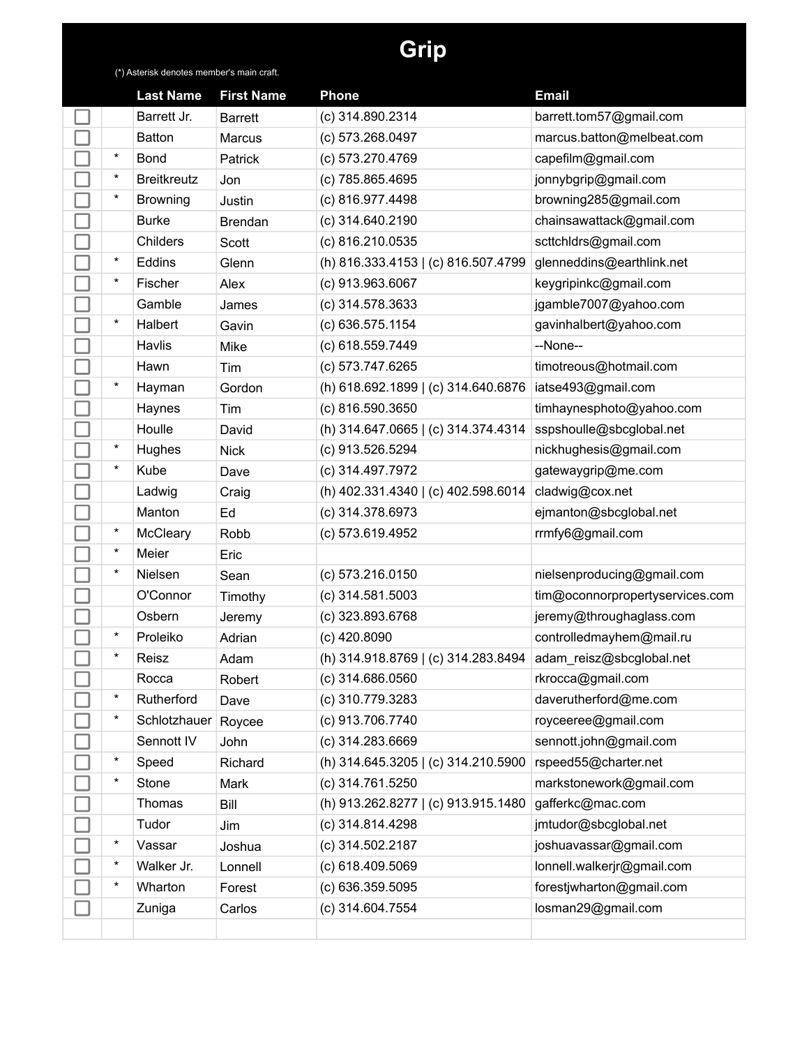# Grip

(*) Asterisk denotes member's main craft.

| | | Last Name | First Name | Phone | Email |
|---|---|---|---|---|---|
| ☐ | | Barrett Jr. | Barrett | (c) 314.890.2314 | barrett.tom57@gmail.com |
| ☐ | | Batton | Marcus | (c) 573.268.0497 | marcus.batton@melbeat.com |
| ☐ | * | Bond | Patrick | (c) 573.270.4769 | capefilm@gmail.com |
| ☐ | * | Breitkreutz | Jon | (c) 785.865.4695 | jonnybgrip@gmail.com |
| ☐ | * | Browning | Justin | (c) 816.977.4498 | browning285@gmail.com |
| ☐ | | Burke | Brendan | (c) 314.640.2190 | chainsawattack@gmail.com |
| ☐ | | Childers | Scott | (c) 816.210.0535 | scttchldrs@gmail.com |
| ☐ | * | Eddins | Glenn | (h) 816.333.4153 \| (c) 816.507.4799 | glenneddins@earthlink.net |
| ☐ | * | Fischer | Alex | (c) 913.963.6067 | keygripinkc@gmail.com |
| ☐ | | Gamble | James | (c) 314.578.3633 | jgamble7007@yahoo.com |
| ☐ | * | Halbert | Gavin | (c) 636.575.1154 | gavinhalbert@yahoo.com |
| ☐ | | Havlis | Mike | (c) 618.559.7449 | --None-- |
| ☐ | | Hawn | Tim | (c) 573.747.6265 | timotreous@hotmail.com |
| ☐ | * | Hayman | Gordon | (h) 618.692.1899 \| (c) 314.640.6876 | iatse493@gmail.com |
| ☐ | | Haynes | Tim | (c) 816.590.3650 | timhaynesphoto@yahoo.com |
| ☐ | | Houlle | David | (h) 314.647.0665 \| (c) 314.374.4314 | sspshoulle@sbcglobal.net |
| ☐ | * | Hughes | Nick | (c) 913.526.5294 | nickhughesis@gmail.com |
| ☐ | * | Kube | Dave | (c) 314.497.7972 | gatewaygrip@me.com |
| ☐ | | Ladwig | Craig | (h) 402.331.4340 \| (c) 402.598.6014 | cladwig@cox.net |
| ☐ | | Manton | Ed | (c) 314.378.6973 | ejmanton@sbcglobal.net |
| ☐ | * | McCleary | Robb | (c) 573.619.4952 | rrmfy6@gmail.com |
| ☐ | * | Meier | Eric | | |
| ☐ | * | Nielsen | Sean | (c) 573.216.0150 | nielsenproducing@gmail.com |
| ☐ | | O'Connor | Timothy | (c) 314.581.5003 | tim@oconnorpropertyservices.com |
| ☐ | | Osbern | Jeremy | (c) 323.893.6768 | jeremy@throughaglass.com |
| ☐ | * | Proleiko | Adrian | (c) 420.8090 | controlledmayhem@mail.ru |
| ☐ | * | Reisz | Adam | (h) 314.918.8769 \| (c) 314.283.8494 | adam_reisz@sbcglobal.net |
| ☐ | | Rocca | Robert | (c) 314.686.0560 | rkrocca@gmail.com |
| ☐ | * | Rutherford | Dave | (c) 310.779.3283 | daverutherford@me.com |
| ☐ | * | Schlotzhauer | Roycee | (c) 913.706.7740 | royceeree@gmail.com |
| ☐ | | Sennott IV | John | (c) 314.283.6669 | sennott.john@gmail.com |
| ☐ | * | Speed | Richard | (h) 314.645.3205 \| (c) 314.210.5900 | rspeed55@charter.net |
| ☐ | * | Stone | Mark | (c) 314.761.5250 | markstonework@gmail.com |
| ☐ | | Thomas | Bill | (h) 913.262.8277 \| (c) 913.915.1480 | gafferkc@mac.com |
| ☐ | | Tudor | Jim | (c) 314.814.4298 | jmtudor@sbcglobal.net |
| ☐ | * | Vassar | Joshua | (c) 314.502.2187 | joshuavassar@gmail.com |
| ☐ | * | Walker Jr. | Lonnell | (c) 618.409.5069 | lonnell.walkerjr@gmail.com |
| ☐ | * | Wharton | Forest | (c) 636.359.5095 | forestjwharton@gmail.com |
| ☐ | | Zuniga | Carlos | (c) 314.604.7554 | losman29@gmail.com |
| | | | | | |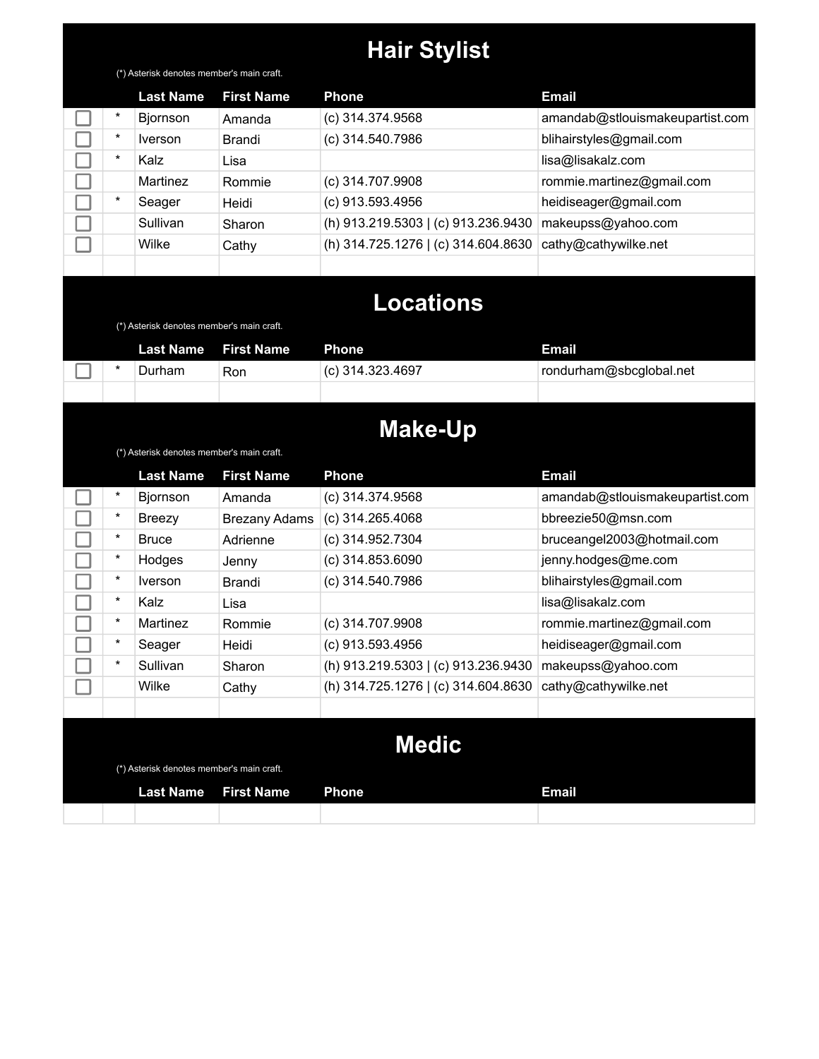## Hair Stylist

(*) Asterisk denotes member's main craft.

| | | Last Name | First Name | Phone | Email |
|---|---|---|---|---|---|
| ☐ | * | Bjornson | Amanda | (c) 314.374.9568 | amandab@stlouismakeupartist.com |
| ☐ | * | Iverson | Brandi | (c) 314.540.7986 | blihairstyles@gmail.com |
| ☐ | * | Kalz | Lisa | | lisa@lisakalz.com |
| ☐ | | Martinez | Rommie | (c) 314.707.9908 | rommie.martinez@gmail.com |
| ☐ | * | Seager | Heidi | (c) 913.593.4956 | heidiseager@gmail.com |
| ☐ | | Sullivan | Sharon | (h) 913.219.5303 \| (c) 913.236.9430 | makeupss@yahoo.com |
| ☐ | | Wilke | Cathy | (h) 314.725.1276 \| (c) 314.604.8630 | cathy@cathywilke.net |
| | | | | | |

## Locations

(*) Asterisk denotes member's main craft.

| | | Last Name | First Name | Phone | Email |
|---|---|---|---|---|---|
| ☐ | * | Durham | Ron | (c) 314.323.4697 | rondurham@sbcglobal.net |
| | | | | | |

## Make-Up

(*) Asterisk denotes member's main craft.

| | | Last Name | First Name | Phone | Email |
|---|---|---|---|---|---|
| ☐ | * | Bjornson | Amanda | (c) 314.374.9568 | amandab@stlouismakeupartist.com |
| ☐ | * | Breezy | Brezany Adams | (c) 314.265.4068 | bbreezie50@msn.com |
| ☐ | * | Bruce | Adrienne | (c) 314.952.7304 | bruceangel2003@hotmail.com |
| ☐ | * | Hodges | Jenny | (c) 314.853.6090 | jenny.hodges@me.com |
| ☐ | * | Iverson | Brandi | (c) 314.540.7986 | blihairstyles@gmail.com |
| ☐ | * | Kalz | Lisa | | lisa@lisakalz.com |
| ☐ | * | Martinez | Rommie | (c) 314.707.9908 | rommie.martinez@gmail.com |
| ☐ | * | Seager | Heidi | (c) 913.593.4956 | heidiseager@gmail.com |
| ☐ | * | Sullivan | Sharon | (h) 913.219.5303 \| (c) 913.236.9430 | makeupss@yahoo.com |
| ☐ | | Wilke | Cathy | (h) 314.725.1276 \| (c) 314.604.8630 | cathy@cathywilke.net |
| | | | | | |

## Medic

(*) Asterisk denotes member's main craft.

| | | Last Name | First Name | Phone | Email |
|---|---|---|---|---|---|
| | | | | | |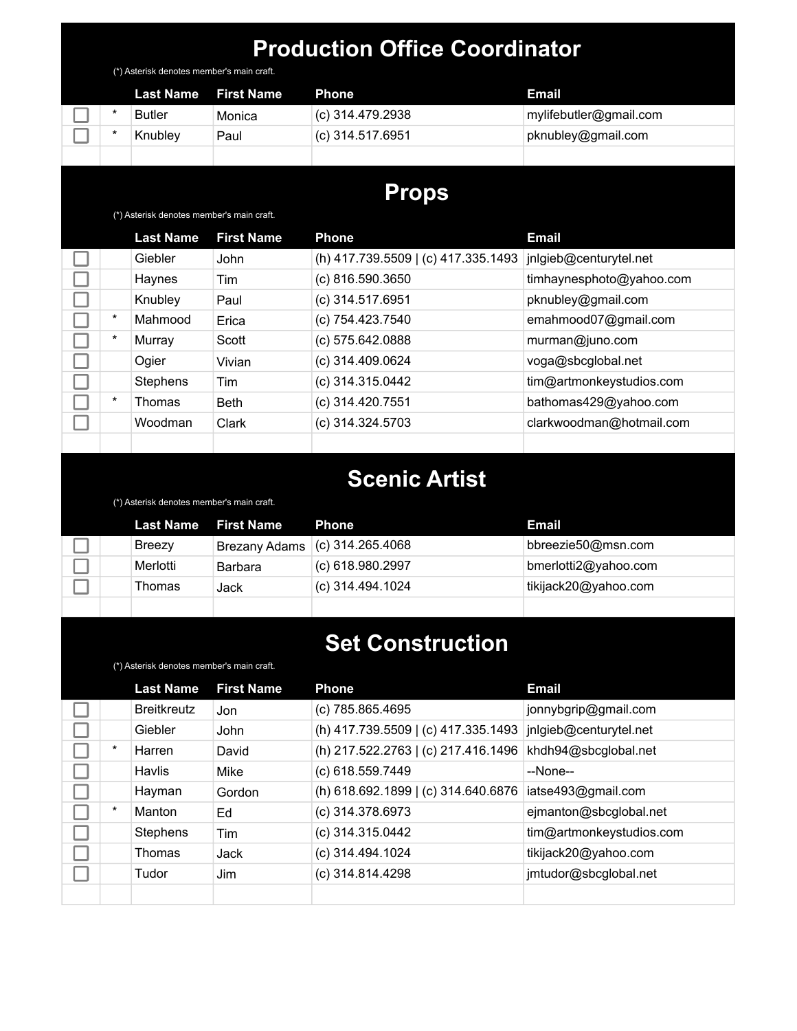## Production Office Coordinator

(*) Asterisk denotes member's main craft.

| | | Last Name | First Name | Phone | Email |
|---|---|---|---|---|---|
| ☐ | * | Butler | Monica | (c) 314.479.2938 | mylifebutler@gmail.com |
| ☐ | * | Knubley | Paul | (c) 314.517.6951 | pknubley@gmail.com |

## Props

(*) Asterisk denotes member's main craft.

| | | Last Name | First Name | Phone | Email |
|---|---|---|---|---|---|
| ☐ | | Giebler | John | (h) 417.739.5509 \| (c) 417.335.1493 | jnlgieb@centurytel.net |
| ☐ | | Haynes | Tim | (c) 816.590.3650 | timhaynesphoto@yahoo.com |
| ☐ | | Knubley | Paul | (c) 314.517.6951 | pknubley@gmail.com |
| ☐ | * | Mahmood | Erica | (c) 754.423.7540 | emahmood07@gmail.com |
| ☐ | * | Murray | Scott | (c) 575.642.0888 | murman@juno.com |
| ☐ | | Ogier | Vivian | (c) 314.409.0624 | voga@sbcglobal.net |
| ☐ | | Stephens | Tim | (c) 314.315.0442 | tim@artmonkeystudios.com |
| ☐ | * | Thomas | Beth | (c) 314.420.7551 | bathomas429@yahoo.com |
| ☐ | | Woodman | Clark | (c) 314.324.5703 | clarkwoodman@hotmail.com |

## Scenic Artist

(*) Asterisk denotes member's main craft.

| | | Last Name | First Name | Phone | Email |
|---|---|---|---|---|---|
| ☐ | | Breezy | Brezany Adams | (c) 314.265.4068 | bbreezie50@msn.com |
| ☐ | | Merlotti | Barbara | (c) 618.980.2997 | bmerlotti2@yahoo.com |
| ☐ | | Thomas | Jack | (c) 314.494.1024 | tikijack20@yahoo.com |

## Set Construction

(*) Asterisk denotes member's main craft.

| | | Last Name | First Name | Phone | Email |
|---|---|---|---|---|---|
| ☐ | | Breitkreutz | Jon | (c) 785.865.4695 | jonnybgrip@gmail.com |
| ☐ | | Giebler | John | (h) 417.739.5509 \| (c) 417.335.1493 | jnlgieb@centurytel.net |
| ☐ | * | Harren | David | (h) 217.522.2763 \| (c) 217.416.1496 | khdh94@sbcglobal.net |
| ☐ | | Havlis | Mike | (c) 618.559.7449 | --None-- |
| ☐ | | Hayman | Gordon | (h) 618.692.1899 \| (c) 314.640.6876 | iatse493@gmail.com |
| ☐ | * | Manton | Ed | (c) 314.378.6973 | ejmanton@sbcglobal.net |
| ☐ | | Stephens | Tim | (c) 314.315.0442 | tim@artmonkeystudios.com |
| ☐ | | Thomas | Jack | (c) 314.494.1024 | tikijack20@yahoo.com |
| ☐ | | Tudor | Jim | (c) 314.814.4298 | jmtudor@sbcglobal.net |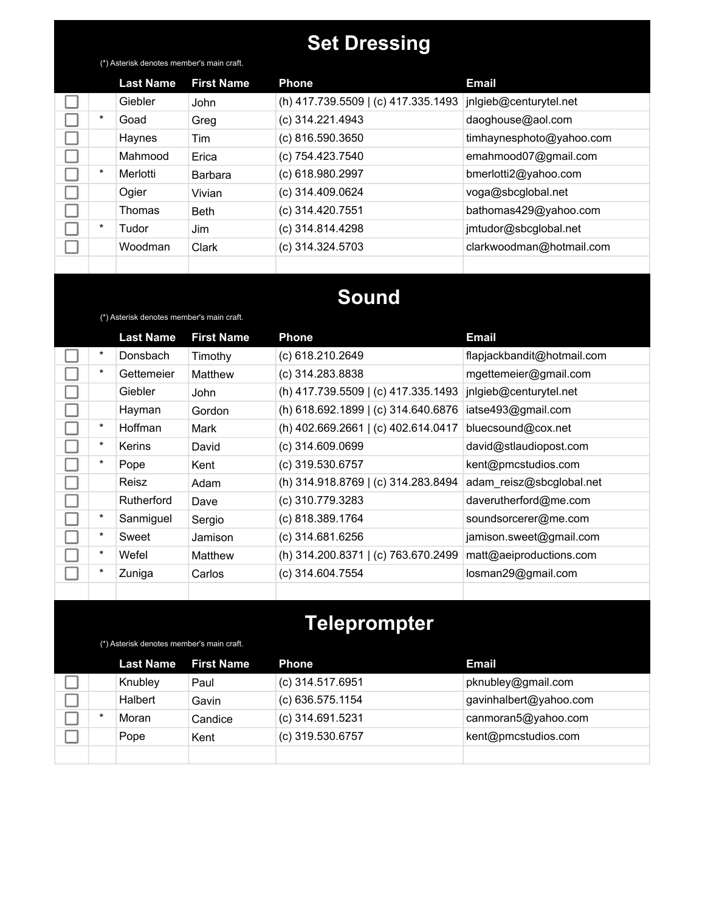## Set Dressing

(*) Asterisk denotes member's main craft.

| | | Last Name | First Name | Phone | Email |
|---|---|---|---|---|---|
| ☐ | | Giebler | John | (h) 417.739.5509 \| (c) 417.335.1493 | jnlgieb@centurytel.net |
| ☐ | * | Goad | Greg | (c) 314.221.4943 | daoghouse@aol.com |
| ☐ | | Haynes | Tim | (c) 816.590.3650 | timhaynesphoto@yahoo.com |
| ☐ | | Mahmood | Erica | (c) 754.423.7540 | emahmood07@gmail.com |
| ☐ | * | Merlotti | Barbara | (c) 618.980.2997 | bmerlotti2@yahoo.com |
| ☐ | | Ogier | Vivian | (c) 314.409.0624 | voga@sbcglobal.net |
| ☐ | | Thomas | Beth | (c) 314.420.7551 | bathomas429@yahoo.com |
| ☐ | * | Tudor | Jim | (c) 314.814.4298 | jmtudor@sbcglobal.net |
| ☐ | | Woodman | Clark | (c) 314.324.5703 | clarkwoodman@hotmail.com |
| | | | | | |

## Sound

(*) Asterisk denotes member's main craft.

| | | Last Name | First Name | Phone | Email |
|---|---|---|---|---|---|
| ☐ | * | Donsbach | Timothy | (c) 618.210.2649 | flapjackbandit@hotmail.com |
| ☐ | * | Gettemeier | Matthew | (c) 314.283.8838 | mgettemeier@gmail.com |
| ☐ | | Giebler | John | (h) 417.739.5509 \| (c) 417.335.1493 | jnlgieb@centurytel.net |
| ☐ | | Hayman | Gordon | (h) 618.692.1899 \| (c) 314.640.6876 | iatse493@gmail.com |
| ☐ | * | Hoffman | Mark | (h) 402.669.2661 \| (c) 402.614.0417 | bluecsound@cox.net |
| ☐ | * | Kerins | David | (c) 314.609.0699 | david@stlaudiopost.com |
| ☐ | * | Pope | Kent | (c) 319.530.6757 | kent@pmcstudios.com |
| ☐ | | Reisz | Adam | (h) 314.918.8769 \| (c) 314.283.8494 | adam_reisz@sbcglobal.net |
| ☐ | | Rutherford | Dave | (c) 310.779.3283 | daverutherford@me.com |
| ☐ | * | Sanmiguel | Sergio | (c) 818.389.1764 | soundsorcerer@me.com |
| ☐ | * | Sweet | Jamison | (c) 314.681.6256 | jamison.sweet@gmail.com |
| ☐ | * | Wefel | Matthew | (h) 314.200.8371 \| (c) 763.670.2499 | matt@aeiproductions.com |
| ☐ | * | Zuniga | Carlos | (c) 314.604.7554 | losman29@gmail.com |
| | | | | | |

## Teleprompter

(*) Asterisk denotes member's main craft.

| | | Last Name | First Name | Phone | Email |
|---|---|---|---|---|---|
| ☐ | | Knubley | Paul | (c) 314.517.6951 | pknubley@gmail.com |
| ☐ | | Halbert | Gavin | (c) 636.575.1154 | gavinhalbert@yahoo.com |
| ☐ | * | Moran | Candice | (c) 314.691.5231 | canmoran5@yahoo.com |
| ☐ | | Pope | Kent | (c) 319.530.6757 | kent@pmcstudios.com |
| | | | | | |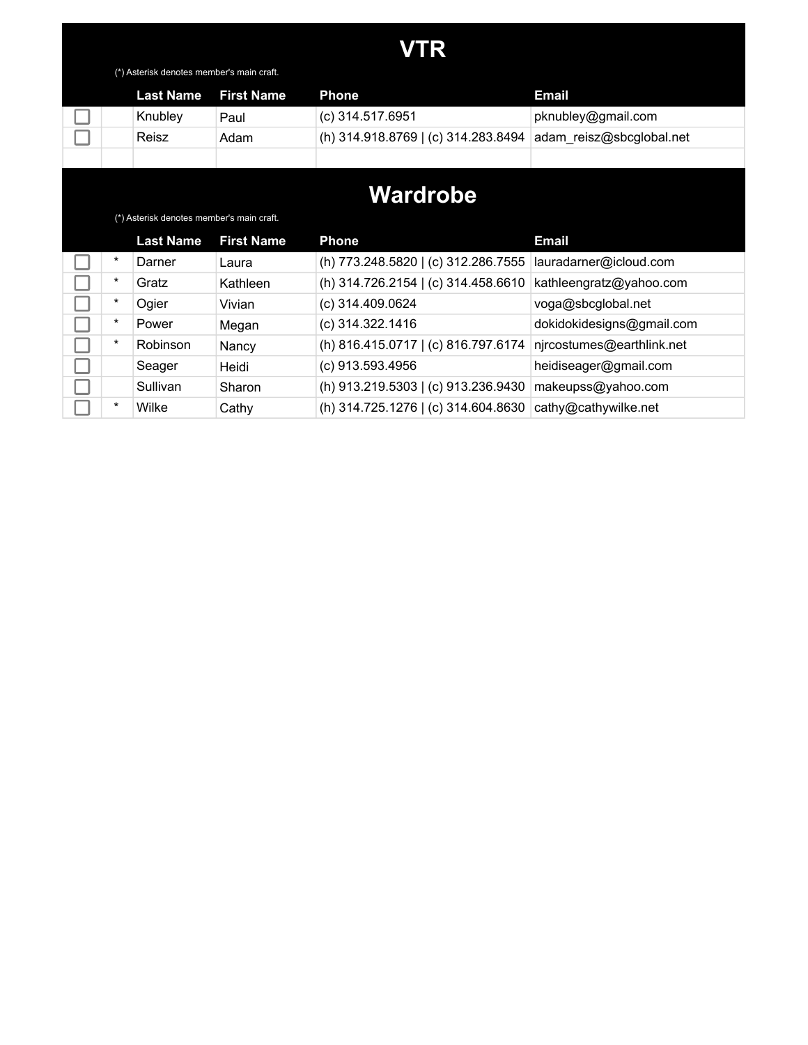# VTR

(*) Asterisk denotes member's main craft.

| | | Last Name | First Name | Phone | Email |
|---|---|---|---|---|---|
| ☐ | | Knubley | Paul | (c) 314.517.6951 | pknubley@gmail.com |
| ☐ | | Reisz | Adam | (h) 314.918.8769 \| (c) 314.283.8494 | adam_reisz@sbcglobal.net |

# Wardrobe

(*) Asterisk denotes member's main craft.

| | | Last Name | First Name | Phone | Email |
|---|---|---|---|---|---|
| ☐ | * | Darner | Laura | (h) 773.248.5820 \| (c) 312.286.7555 | lauradarner@icloud.com |
| ☐ | * | Gratz | Kathleen | (h) 314.726.2154 \| (c) 314.458.6610 | kathleengratz@yahoo.com |
| ☐ | * | Ogier | Vivian | (c) 314.409.0624 | voga@sbcglobal.net |
| ☐ | * | Power | Megan | (c) 314.322.1416 | dokidokidesigns@gmail.com |
| ☐ | * | Robinson | Nancy | (h) 816.415.0717 \| (c) 816.797.6174 | njrcostumes@earthlink.net |
| ☐ | | Seager | Heidi | (c) 913.593.4956 | heidiseager@gmail.com |
| ☐ | | Sullivan | Sharon | (h) 913.219.5303 \| (c) 913.236.9430 | makeupss@yahoo.com |
| ☐ | * | Wilke | Cathy | (h) 314.725.1276 \| (c) 314.604.8630 | cathy@cathywilke.net |